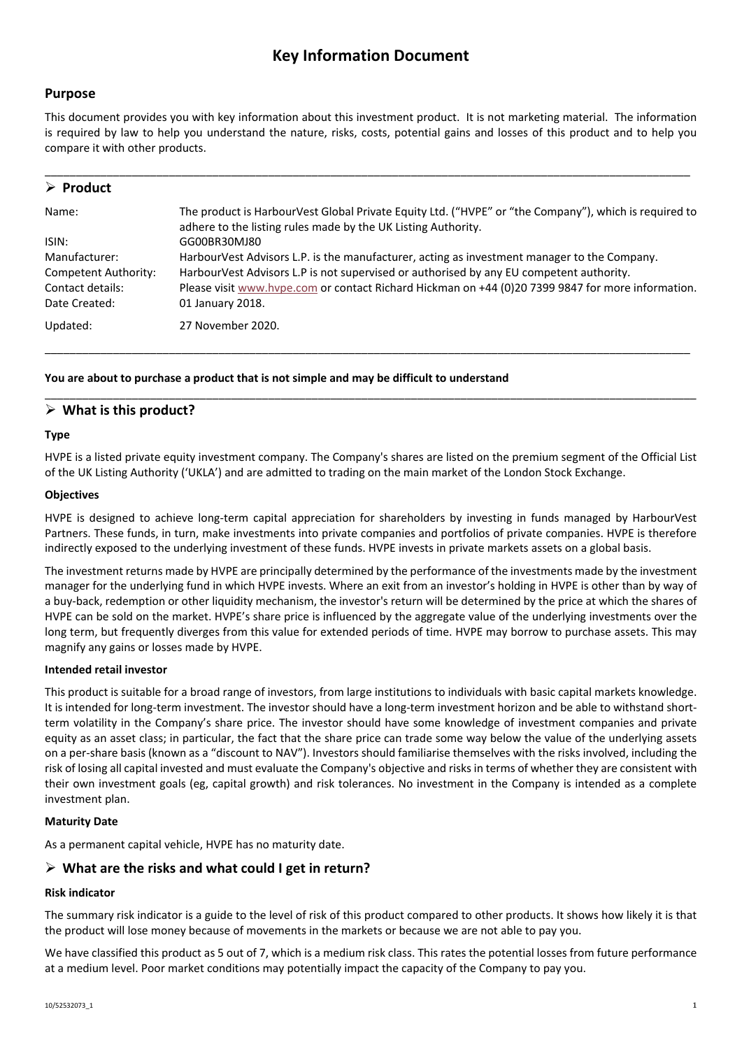# Key Information Document

## Purpose

This document provides you with key information about this investment product. It is not marketing material. The information is required by law to help you understand the nature, risks, costs, potential gains and losses of this product and to help you compare it with other products.

---

## ➢ Product

| | |
|---|---|
| Name: | The product is HarbourVest Global Private Equity Ltd. ("HVPE" or "the Company"), which is required to adhere to the listing rules made by the UK Listing Authority. |
| ISIN: | GG00BR30MJ80 |
| Manufacturer: | HarbourVest Advisors L.P. is the manufacturer, acting as investment manager to the Company. |
| Competent Authority: | HarbourVest Advisors L.P is not supervised or authorised by any EU competent authority. |
| Contact details: | Please visit www.hvpe.com or contact Richard Hickman on +44 (0)20 7399 9847 for more information. |
| Date Created: | 01 January 2018. |
| Updated: | 27 November 2020. |

---

**You are about to purchase a product that is not simple and may be difficult to understand**

---

## ➢ What is this product?

### Type

HVPE is a listed private equity investment company. The Company's shares are listed on the premium segment of the Official List of the UK Listing Authority ('UKLA') and are admitted to trading on the main market of the London Stock Exchange.

### Objectives

HVPE is designed to achieve long-term capital appreciation for shareholders by investing in funds managed by HarbourVest Partners. These funds, in turn, make investments into private companies and portfolios of private companies. HVPE is therefore indirectly exposed to the underlying investment of these funds. HVPE invests in private markets assets on a global basis.

The investment returns made by HVPE are principally determined by the performance of the investments made by the investment manager for the underlying fund in which HVPE invests. Where an exit from an investor's holding in HVPE is other than by way of a buy-back, redemption or other liquidity mechanism, the investor's return will be determined by the price at which the shares of HVPE can be sold on the market. HVPE's share price is influenced by the aggregate value of the underlying investments over the long term, but frequently diverges from this value for extended periods of time. HVPE may borrow to purchase assets. This may magnify any gains or losses made by HVPE.

### Intended retail investor

This product is suitable for a broad range of investors, from large institutions to individuals with basic capital markets knowledge. It is intended for long-term investment. The investor should have a long-term investment horizon and be able to withstand short-term volatility in the Company's share price. The investor should have some knowledge of investment companies and private equity as an asset class; in particular, the fact that the share price can trade some way below the value of the underlying assets on a per-share basis (known as a "discount to NAV"). Investors should familiarise themselves with the risks involved, including the risk of losing all capital invested and must evaluate the Company's objective and risks in terms of whether they are consistent with their own investment goals (eg, capital growth) and risk tolerances. No investment in the Company is intended as a complete investment plan.

### Maturity Date

As a permanent capital vehicle, HVPE has no maturity date.

## ➢ What are the risks and what could I get in return?

### Risk indicator

The summary risk indicator is a guide to the level of risk of this product compared to other products. It shows how likely it is that the product will lose money because of movements in the markets or because we are not able to pay you.

We have classified this product as 5 out of 7, which is a medium risk class. This rates the potential losses from future performance at a medium level. Poor market conditions may potentially impact the capacity of the Company to pay you.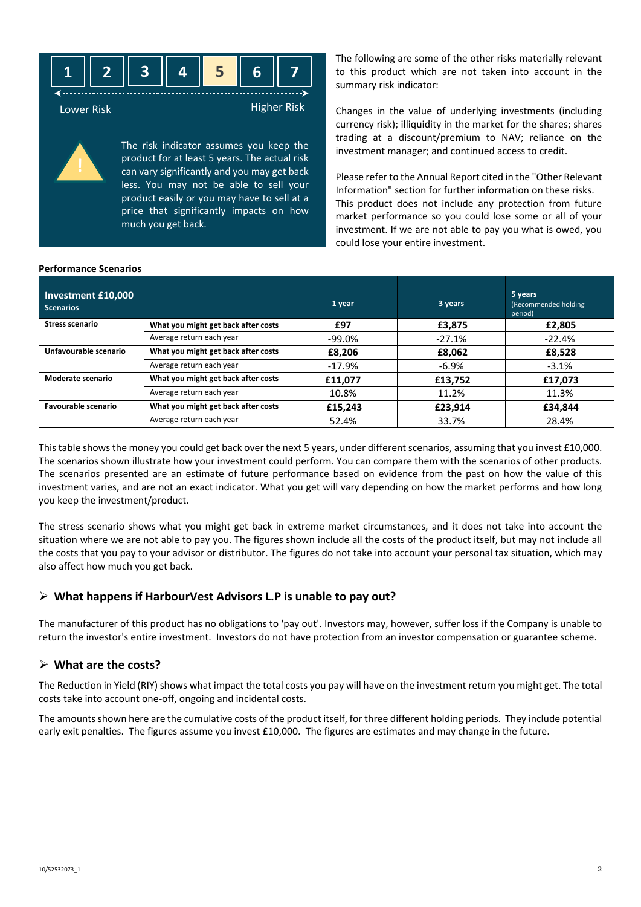| 1 | 2 | 3 | 4 | **5** | 6 | 7 |
|---|---|---|---|---|---|---|

Lower Risk … Higher Risk

The risk indicator assumes you keep the product for at least 5 years. The actual risk can vary significantly and you may get back less. You may not be able to sell your product easily or you may have to sell at a price that significantly impacts on how much you get back.

The following are some of the other risks materially relevant to this product which are not taken into account in the summary risk indicator:

Changes in the value of underlying investments (including currency risk); illiquidity in the market for the shares; shares trading at a discount/premium to NAV; reliance on the investment manager; and continued access to credit.

Please refer to the Annual Report cited in the "Other Relevant Information" section for further information on these risks. This product does not include any protection from future market performance so you could lose some or all of your investment. If we are not able to pay you what is owed, you could lose your entire investment.

**Performance Scenarios**

| **Investment £10,000** **Scenarios** | | **1 year** | **3 years** | **5 years** (Recommended holding period) |
|---|---|---|---|---|
| **Stress scenario** | **What you might get back after costs** | **£97** | **£3,875** | **£2,805** |
| | Average return each year | -99.0% | -27.1% | -22.4% |
| **Unfavourable scenario** | **What you might get back after costs** | **£8,206** | **£8,062** | **£8,528** |
| | Average return each year | -17.9% | -6.9% | -3.1% |
| **Moderate scenario** | **What you might get back after costs** | **£11,077** | **£13,752** | **£17,073** |
| | Average return each year | 10.8% | 11.2% | 11.3% |
| **Favourable scenario** | **What you might get back after costs** | **£15,243** | **£23,914** | **£34,844** |
| | Average return each year | 52.4% | 33.7% | 28.4% |

This table shows the money you could get back over the next 5 years, under different scenarios, assuming that you invest £10,000. The scenarios shown illustrate how your investment could perform. You can compare them with the scenarios of other products. The scenarios presented are an estimate of future performance based on evidence from the past on how the value of this investment varies, and are not an exact indicator. What you get will vary depending on how the market performs and how long you keep the investment/product.

The stress scenario shows what you might get back in extreme market circumstances, and it does not take into account the situation where we are not able to pay you. The figures shown include all the costs of the product itself, but may not include all the costs that you pay to your advisor or distributor. The figures do not take into account your personal tax situation, which may also affect how much you get back.

## What happens if HarbourVest Advisors L.P is unable to pay out?

The manufacturer of this product has no obligations to 'pay out'. Investors may, however, suffer loss if the Company is unable to return the investor's entire investment. Investors do not have protection from an investor compensation or guarantee scheme.

## What are the costs?

The Reduction in Yield (RIY) shows what impact the total costs you pay will have on the investment return you might get. The total costs take into account one-off, ongoing and incidental costs.

The amounts shown here are the cumulative costs of the product itself, for three different holding periods. They include potential early exit penalties. The figures assume you invest £10,000. The figures are estimates and may change in the future.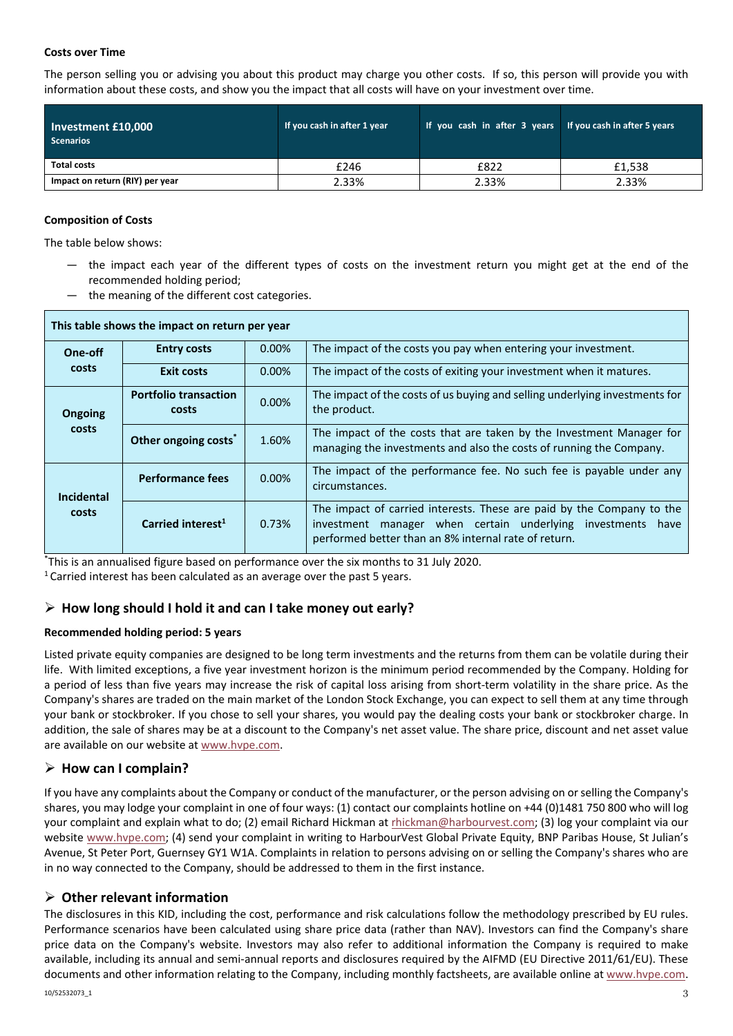**Costs over Time**

The person selling you or advising you about this product may charge you other costs. If so, this person will provide you with information about these costs, and show you the impact that all costs will have on your investment over time.

| Investment £10,000 Scenarios | If you cash in after 1 year | If you cash in after 3 years | If you cash in after 5 years |
|---|---|---|---|
| **Total costs** | £246 | £822 | £1,538 |
| **Impact on return (RIY) per year** | 2.33% | 2.33% | 2.33% |

**Composition of Costs**

The table below shows:

- the impact each year of the different types of costs on the investment return you might get at the end of the recommended holding period;
- the meaning of the different cost categories.

| This table shows the impact on return per year | | | |
|---|---|---|---|
| **One-off costs** | **Entry costs** | 0.00% | The impact of the costs you pay when entering your investment. |
| | **Exit costs** | 0.00% | The impact of the costs of exiting your investment when it matures. |
| **Ongoing costs** | **Portfolio transaction costs** | 0.00% | The impact of the costs of us buying and selling underlying investments for the product. |
| | **Other ongoing costs*** | 1.60% | The impact of the costs that are taken by the Investment Manager for managing the investments and also the costs of running the Company. |
| **Incidental costs** | **Performance fees** | 0.00% | The impact of the performance fee. No such fee is payable under any circumstances. |
| | **Carried interest[1]** | 0.73% | The impact of carried interests. These are paid by the Company to the investment manager when certain underlying investments have performed better than an 8% internal rate of return. |

*This is an annualised figure based on performance over the six months to 31 July 2020.

[1] Carried interest has been calculated as an average over the past 5 years.

## ➢ How long should I hold it and can I take money out early?

**Recommended holding period: 5 years**

Listed private equity companies are designed to be long term investments and the returns from them can be volatile during their life. With limited exceptions, a five year investment horizon is the minimum period recommended by the Company. Holding for a period of less than five years may increase the risk of capital loss arising from short-term volatility in the share price. As the Company's shares are traded on the main market of the London Stock Exchange, you can expect to sell them at any time through your bank or stockbroker. If you chose to sell your shares, you would pay the dealing costs your bank or stockbroker charge. In addition, the sale of shares may be at a discount to the Company's net asset value. The share price, discount and net asset value are available on our website at www.hvpe.com.

## ➢ How can I complain?

If you have any complaints about the Company or conduct of the manufacturer, or the person advising on or selling the Company's shares, you may lodge your complaint in one of four ways: (1) contact our complaints hotline on +44 (0)1481 750 800 who will log your complaint and explain what to do; (2) email Richard Hickman at rhickman@harbourvest.com; (3) log your complaint via our website www.hvpe.com; (4) send your complaint in writing to HarbourVest Global Private Equity, BNP Paribas House, St Julian's Avenue, St Peter Port, Guernsey GY1 W1A. Complaints in relation to persons advising on or selling the Company's shares who are in no way connected to the Company, should be addressed to them in the first instance.

## ➢ Other relevant information

The disclosures in this KID, including the cost, performance and risk calculations follow the methodology prescribed by EU rules. Performance scenarios have been calculated using share price data (rather than NAV). Investors can find the Company's share price data on the Company's website. Investors may also refer to additional information the Company is required to make available, including its annual and semi-annual reports and disclosures required by the AIFMD (EU Directive 2011/61/EU). These documents and other information relating to the Company, including monthly factsheets, are available online at www.hvpe.com.